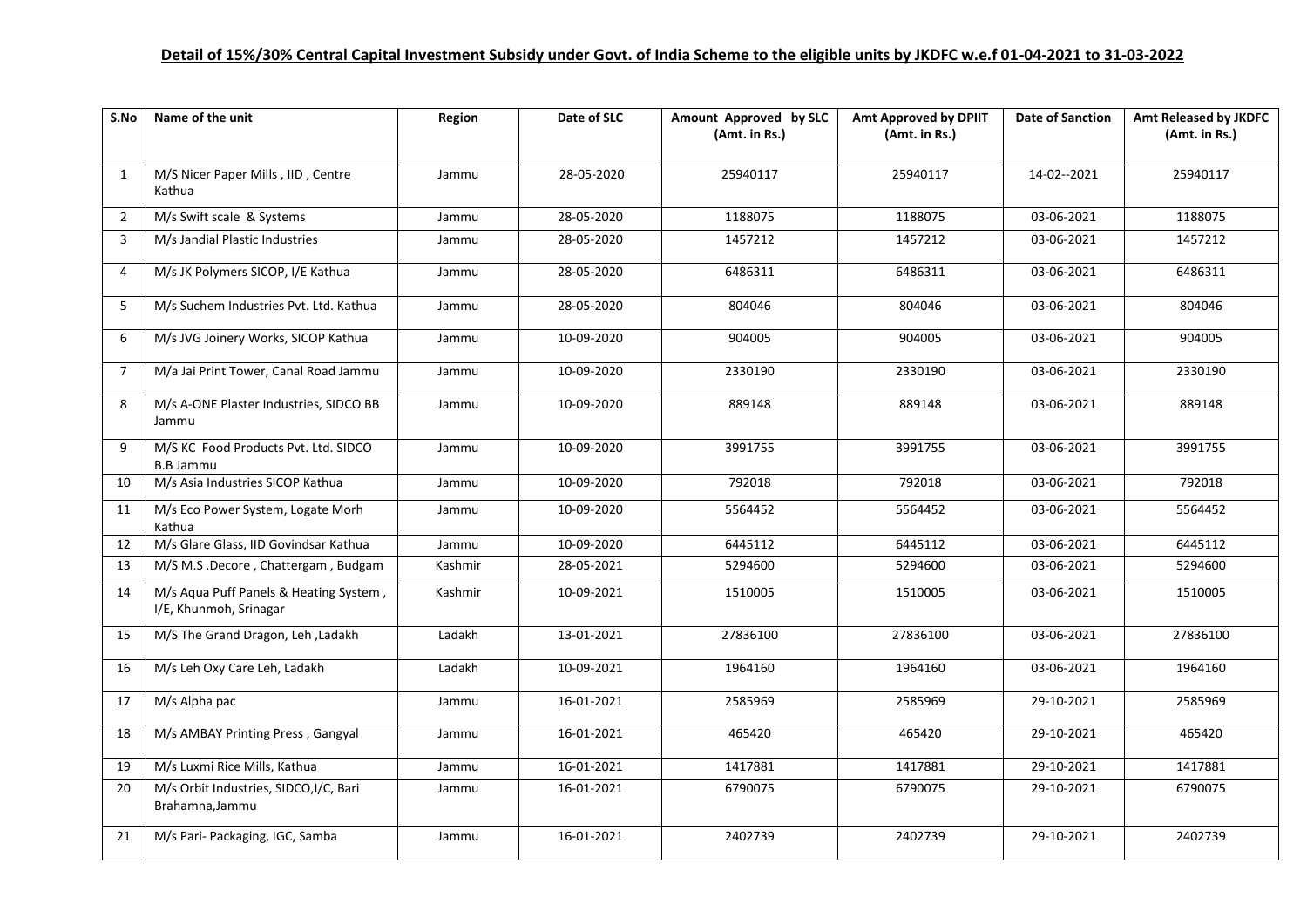**Detail of 15%/30% Central Capital Investment Subsidy under Govt. of India Scheme to the eligible units by JKDFC w.e.f 01-04-2021 to 31-03-2022**

| S.No | Name of the unit | Region | Date of SLC | Amount Approved by SLC (Amt. in Rs.) | Amt Approved by DPIIT (Amt. in Rs.) | Date of Sanction | Amt Released by JKDFC (Amt. in Rs.) |
|---|---|---|---|---|---|---|---|
| 1 | M/S Nicer Paper Mills , IID , Centre Kathua | Jammu | 28-05-2020 | 25940117 | 25940117 | 14-02--2021 | 25940117 |
| 2 | M/s Swift scale & Systems | Jammu | 28-05-2020 | 1188075 | 1188075 | 03-06-2021 | 1188075 |
| 3 | M/s Jandial Plastic Industries | Jammu | 28-05-2020 | 1457212 | 1457212 | 03-06-2021 | 1457212 |
| 4 | M/s JK Polymers SICOP, I/E Kathua | Jammu | 28-05-2020 | 6486311 | 6486311 | 03-06-2021 | 6486311 |
| 5 | M/s Suchem Industries Pvt. Ltd. Kathua | Jammu | 28-05-2020 | 804046 | 804046 | 03-06-2021 | 804046 |
| 6 | M/s JVG Joinery Works, SICOP Kathua | Jammu | 10-09-2020 | 904005 | 904005 | 03-06-2021 | 904005 |
| 7 | M/a Jai Print Tower, Canal Road Jammu | Jammu | 10-09-2020 | 2330190 | 2330190 | 03-06-2021 | 2330190 |
| 8 | M/s A-ONE Plaster Industries, SIDCO BB Jammu | Jammu | 10-09-2020 | 889148 | 889148 | 03-06-2021 | 889148 |
| 9 | M/S KC Food Products Pvt. Ltd. SIDCO B.B Jammu | Jammu | 10-09-2020 | 3991755 | 3991755 | 03-06-2021 | 3991755 |
| 10 | M/s Asia Industries SICOP Kathua | Jammu | 10-09-2020 | 792018 | 792018 | 03-06-2021 | 792018 |
| 11 | M/s Eco Power System, Logate Morh Kathua | Jammu | 10-09-2020 | 5564452 | 5564452 | 03-06-2021 | 5564452 |
| 12 | M/s Glare Glass, IID Govindsar Kathua | Jammu | 10-09-2020 | 6445112 | 6445112 | 03-06-2021 | 6445112 |
| 13 | M/S M.S .Decore , Chattergam , Budgam | Kashmir | 28-05-2021 | 5294600 | 5294600 | 03-06-2021 | 5294600 |
| 14 | M/s Aqua Puff Panels & Heating System , I/E, Khunmoh, Srinagar | Kashmir | 10-09-2021 | 1510005 | 1510005 | 03-06-2021 | 1510005 |
| 15 | M/S The Grand Dragon, Leh ,Ladakh | Ladakh | 13-01-2021 | 27836100 | 27836100 | 03-06-2021 | 27836100 |
| 16 | M/s Leh Oxy Care Leh, Ladakh | Ladakh | 10-09-2021 | 1964160 | 1964160 | 03-06-2021 | 1964160 |
| 17 | M/s Alpha pac | Jammu | 16-01-2021 | 2585969 | 2585969 | 29-10-2021 | 2585969 |
| 18 | M/s AMBAY Printing Press , Gangyal | Jammu | 16-01-2021 | 465420 | 465420 | 29-10-2021 | 465420 |
| 19 | M/s Luxmi Rice Mills, Kathua | Jammu | 16-01-2021 | 1417881 | 1417881 | 29-10-2021 | 1417881 |
| 20 | M/s Orbit Industries, SIDCO,I/C, Bari Brahamna,Jammu | Jammu | 16-01-2021 | 6790075 | 6790075 | 29-10-2021 | 6790075 |
| 21 | M/s Pari- Packaging, IGC, Samba | Jammu | 16-01-2021 | 2402739 | 2402739 | 29-10-2021 | 2402739 |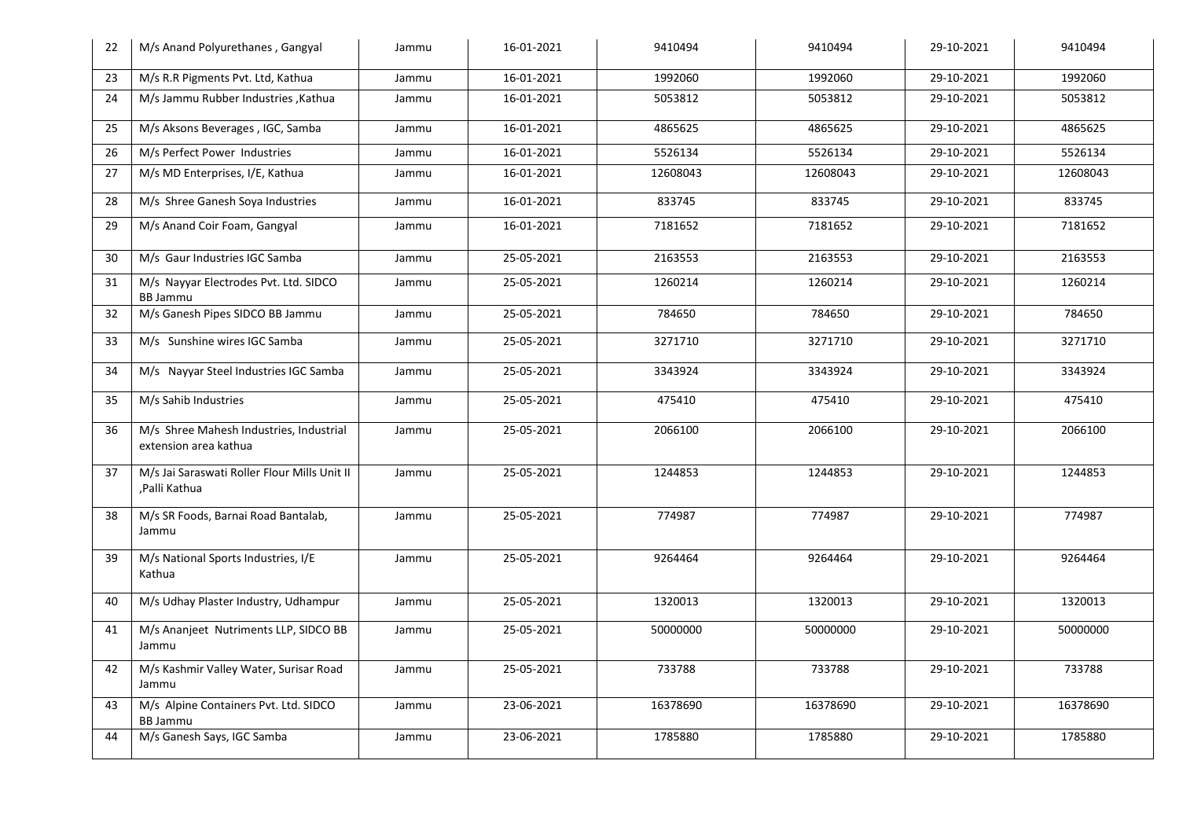| 22 | M/s Anand Polyurethanes , Gangyal | Jammu | 16-01-2021 | 9410494 | 9410494 | 29-10-2021 | 9410494 |
|---|---|---|---|---|---|---|---|
| 23 | M/s R.R Pigments Pvt. Ltd, Kathua | Jammu | 16-01-2021 | 1992060 | 1992060 | 29-10-2021 | 1992060 |
| 24 | M/s Jammu Rubber Industries ,Kathua | Jammu | 16-01-2021 | 5053812 | 5053812 | 29-10-2021 | 5053812 |
| 25 | M/s Aksons Beverages , IGC, Samba | Jammu | 16-01-2021 | 4865625 | 4865625 | 29-10-2021 | 4865625 |
| 26 | M/s Perfect Power Industries | Jammu | 16-01-2021 | 5526134 | 5526134 | 29-10-2021 | 5526134 |
| 27 | M/s MD Enterprises, I/E, Kathua | Jammu | 16-01-2021 | 12608043 | 12608043 | 29-10-2021 | 12608043 |
| 28 | M/s Shree Ganesh Soya Industries | Jammu | 16-01-2021 | 833745 | 833745 | 29-10-2021 | 833745 |
| 29 | M/s Anand Coir Foam, Gangyal | Jammu | 16-01-2021 | 7181652 | 7181652 | 29-10-2021 | 7181652 |
| 30 | M/s Gaur Industries IGC Samba | Jammu | 25-05-2021 | 2163553 | 2163553 | 29-10-2021 | 2163553 |
| 31 | M/s Nayyar Electrodes Pvt. Ltd. SIDCO BB Jammu | Jammu | 25-05-2021 | 1260214 | 1260214 | 29-10-2021 | 1260214 |
| 32 | M/s Ganesh Pipes SIDCO BB Jammu | Jammu | 25-05-2021 | 784650 | 784650 | 29-10-2021 | 784650 |
| 33 | M/s Sunshine wires IGC Samba | Jammu | 25-05-2021 | 3271710 | 3271710 | 29-10-2021 | 3271710 |
| 34 | M/s Nayyar Steel Industries IGC Samba | Jammu | 25-05-2021 | 3343924 | 3343924 | 29-10-2021 | 3343924 |
| 35 | M/s Sahib Industries | Jammu | 25-05-2021 | 475410 | 475410 | 29-10-2021 | 475410 |
| 36 | M/s Shree Mahesh Industries, Industrial extension area kathua | Jammu | 25-05-2021 | 2066100 | 2066100 | 29-10-2021 | 2066100 |
| 37 | M/s Jai Saraswati Roller Flour Mills Unit II ,Palli Kathua | Jammu | 25-05-2021 | 1244853 | 1244853 | 29-10-2021 | 1244853 |
| 38 | M/s SR Foods, Barnai Road Bantalab, Jammu | Jammu | 25-05-2021 | 774987 | 774987 | 29-10-2021 | 774987 |
| 39 | M/s National Sports Industries, I/E Kathua | Jammu | 25-05-2021 | 9264464 | 9264464 | 29-10-2021 | 9264464 |
| 40 | M/s Udhay Plaster Industry, Udhampur | Jammu | 25-05-2021 | 1320013 | 1320013 | 29-10-2021 | 1320013 |
| 41 | M/s Ananjeet Nutriments LLP, SIDCO BB Jammu | Jammu | 25-05-2021 | 50000000 | 50000000 | 29-10-2021 | 50000000 |
| 42 | M/s Kashmir Valley Water, Surisar Road Jammu | Jammu | 25-05-2021 | 733788 | 733788 | 29-10-2021 | 733788 |
| 43 | M/s Alpine Containers Pvt. Ltd. SIDCO BB Jammu | Jammu | 23-06-2021 | 16378690 | 16378690 | 29-10-2021 | 16378690 |
| 44 | M/s Ganesh Says, IGC Samba | Jammu | 23-06-2021 | 1785880 | 1785880 | 29-10-2021 | 1785880 |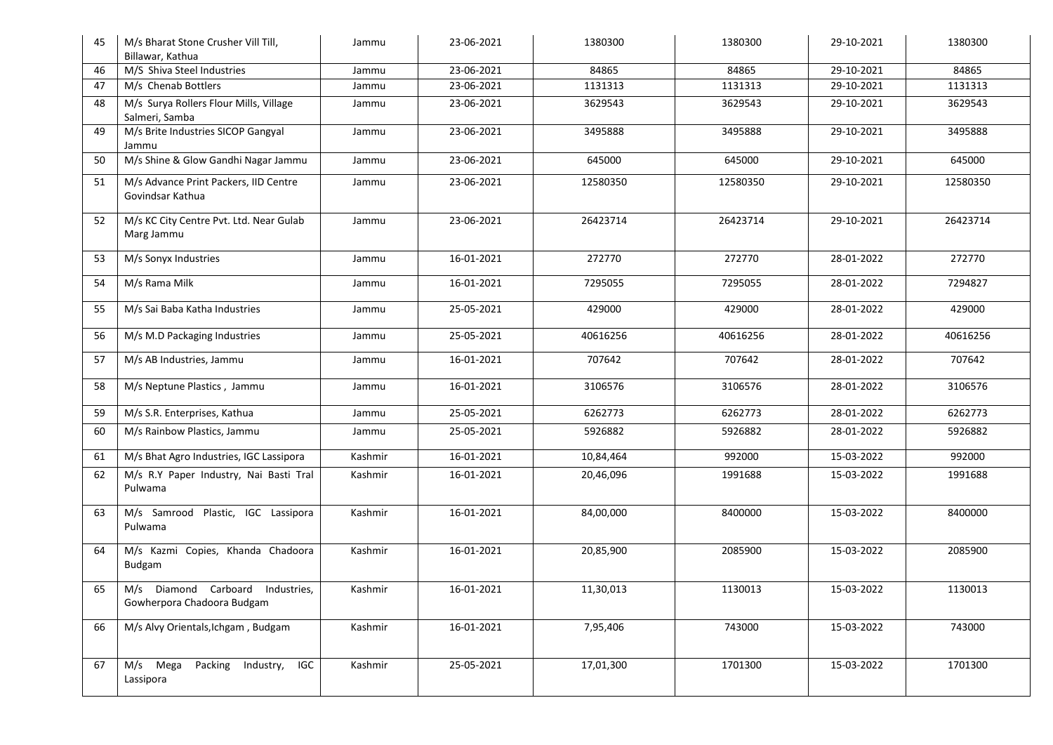| 45 | M/s Bharat Stone Crusher Vill Till, Billawar, Kathua | Jammu | 23-06-2021 | 1380300 | 1380300 | 29-10-2021 | 1380300 |
|---|---|---|---|---|---|---|---|
| 46 | M/S Shiva Steel Industries | Jammu | 23-06-2021 | 84865 | 84865 | 29-10-2021 | 84865 |
| 47 | M/s Chenab Bottlers | Jammu | 23-06-2021 | 1131313 | 1131313 | 29-10-2021 | 1131313 |
| 48 | M/s Surya Rollers Flour Mills, Village Salmeri, Samba | Jammu | 23-06-2021 | 3629543 | 3629543 | 29-10-2021 | 3629543 |
| 49 | M/s Brite Industries SICOP Gangyal Jammu | Jammu | 23-06-2021 | 3495888 | 3495888 | 29-10-2021 | 3495888 |
| 50 | M/s Shine & Glow Gandhi Nagar Jammu | Jammu | 23-06-2021 | 645000 | 645000 | 29-10-2021 | 645000 |
| 51 | M/s Advance Print Packers, IID Centre Govindsar Kathua | Jammu | 23-06-2021 | 12580350 | 12580350 | 29-10-2021 | 12580350 |
| 52 | M/s KC City Centre Pvt. Ltd. Near Gulab Marg Jammu | Jammu | 23-06-2021 | 26423714 | 26423714 | 29-10-2021 | 26423714 |
| 53 | M/s Sonyx Industries | Jammu | 16-01-2021 | 272770 | 272770 | 28-01-2022 | 272770 |
| 54 | M/s Rama Milk | Jammu | 16-01-2021 | 7295055 | 7295055 | 28-01-2022 | 7294827 |
| 55 | M/s Sai Baba Katha Industries | Jammu | 25-05-2021 | 429000 | 429000 | 28-01-2022 | 429000 |
| 56 | M/s M.D Packaging Industries | Jammu | 25-05-2021 | 40616256 | 40616256 | 28-01-2022 | 40616256 |
| 57 | M/s AB Industries, Jammu | Jammu | 16-01-2021 | 707642 | 707642 | 28-01-2022 | 707642 |
| 58 | M/s Neptune Plastics , Jammu | Jammu | 16-01-2021 | 3106576 | 3106576 | 28-01-2022 | 3106576 |
| 59 | M/s S.R. Enterprises, Kathua | Jammu | 25-05-2021 | 6262773 | 6262773 | 28-01-2022 | 6262773 |
| 60 | M/s Rainbow Plastics, Jammu | Jammu | 25-05-2021 | 5926882 | 5926882 | 28-01-2022 | 5926882 |
| 61 | M/s Bhat Agro Industries, IGC Lassipora | Kashmir | 16-01-2021 | 10,84,464 | 992000 | 15-03-2022 | 992000 |
| 62 | M/s R.Y Paper Industry, Nai Basti Tral Pulwama | Kashmir | 16-01-2021 | 20,46,096 | 1991688 | 15-03-2022 | 1991688 |
| 63 | M/s Samrood Plastic, IGC Lassipora Pulwama | Kashmir | 16-01-2021 | 84,00,000 | 8400000 | 15-03-2022 | 8400000 |
| 64 | M/s Kazmi Copies, Khanda Chadoora Budgam | Kashmir | 16-01-2021 | 20,85,900 | 2085900 | 15-03-2022 | 2085900 |
| 65 | M/s Diamond Carboard Industries, Gowherpora Chadoora Budgam | Kashmir | 16-01-2021 | 11,30,013 | 1130013 | 15-03-2022 | 1130013 |
| 66 | M/s Alvy Orientals,Ichgam , Budgam | Kashmir | 16-01-2021 | 7,95,406 | 743000 | 15-03-2022 | 743000 |
| 67 | M/s Mega Packing Industry, IGC Lassipora | Kashmir | 25-05-2021 | 17,01,300 | 1701300 | 15-03-2022 | 1701300 |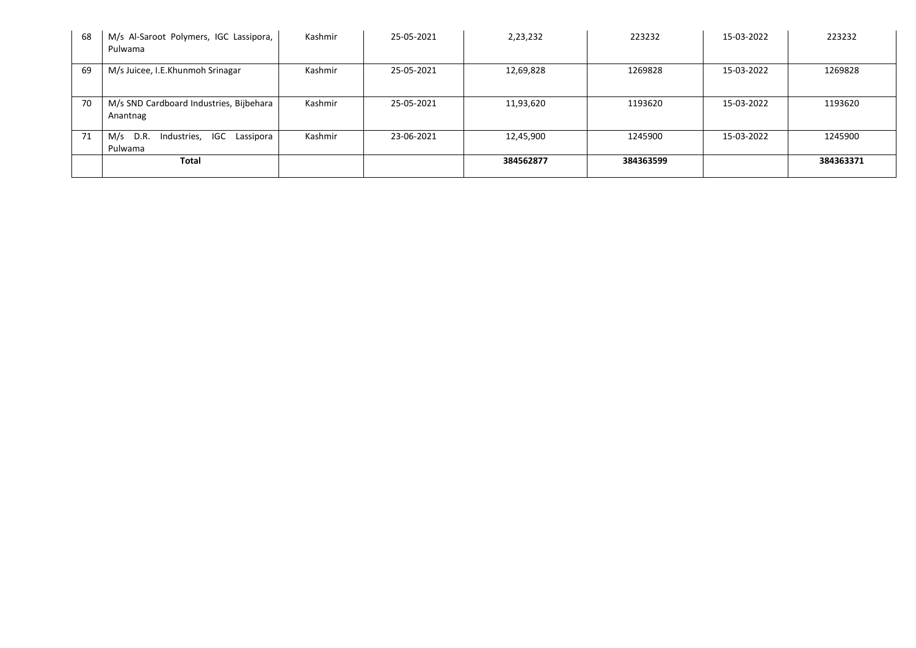| | | | | | | | |
|---|---|---|---|---|---|---|---|
| 68 | M/s Al-Saroot Polymers, IGC Lassipora, Pulwama | Kashmir | 25-05-2021 | 2,23,232 | 223232 | 15-03-2022 | 223232 |
| 69 | M/s Juicee, I.E.Khunmoh Srinagar | Kashmir | 25-05-2021 | 12,69,828 | 1269828 | 15-03-2022 | 1269828 |
| 70 | M/s SND Cardboard Industries, Bijbehara Anantnag | Kashmir | 25-05-2021 | 11,93,620 | 1193620 | 15-03-2022 | 1193620 |
| 71 | M/s D.R. Industries, IGC Lassipora Pulwama | Kashmir | 23-06-2021 | 12,45,900 | 1245900 | 15-03-2022 | 1245900 |
| | **Total** | | | **384562877** | **384363599** | | **384363371** |